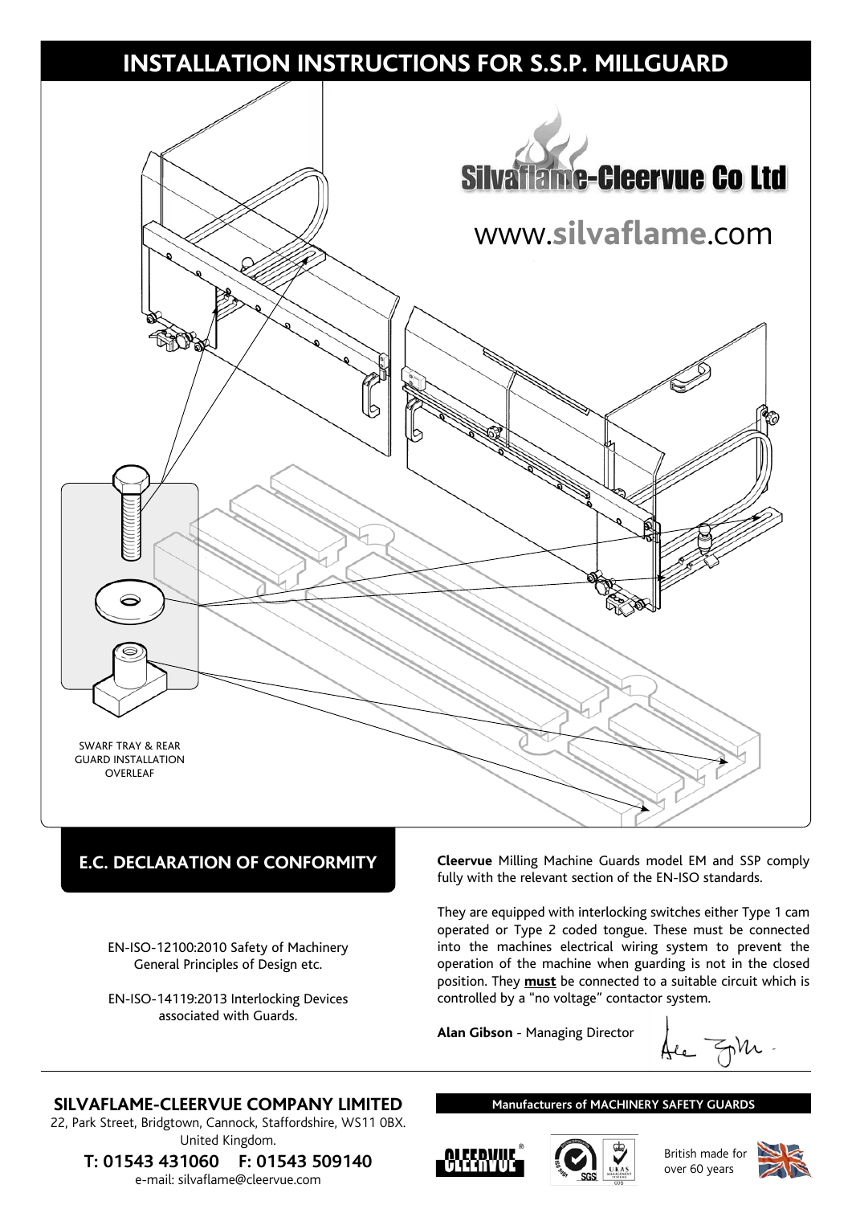# INSTALLATION INSTRUCTIONS FOR S.S.P. MILLGUARD

Silvaflame-Cleervue Co Ltd

www.silvaflame.com

SWARF TRAY & REAR GUARD INSTALLATION OVERLEAF

## E.C. DECLARATION OF CONFORMITY

EN-ISO-12100:2010 Safety of Machinery General Principles of Design etc.

EN-ISO-14119:2013 Interlocking Devices associated with Guards.

**Cleervue** Milling Machine Guards model EM and SSP comply fully with the relevant section of the EN-ISO standards.

They are equipped with interlocking switches either Type 1 cam operated or Type 2 coded tongue. These must be connected into the machines electrical wiring system to prevent the operation of the machine when guarding is not in the closed position. They **must** be connected to a suitable circuit which is controlled by a "no voltage" contactor system.

**Alan Gibson** - Managing Director

**SILVAFLAME-CLEERVUE COMPANY LIMITED**
22, Park Street, Bridgtown, Cannock, Staffordshire, WS11 0BX. United Kingdom.
**T: 01543 431060 F: 01543 509140**
e-mail: silvaflame@cleervue.com

**Manufacturers of MACHINERY SAFETY GUARDS**

British made for over 60 years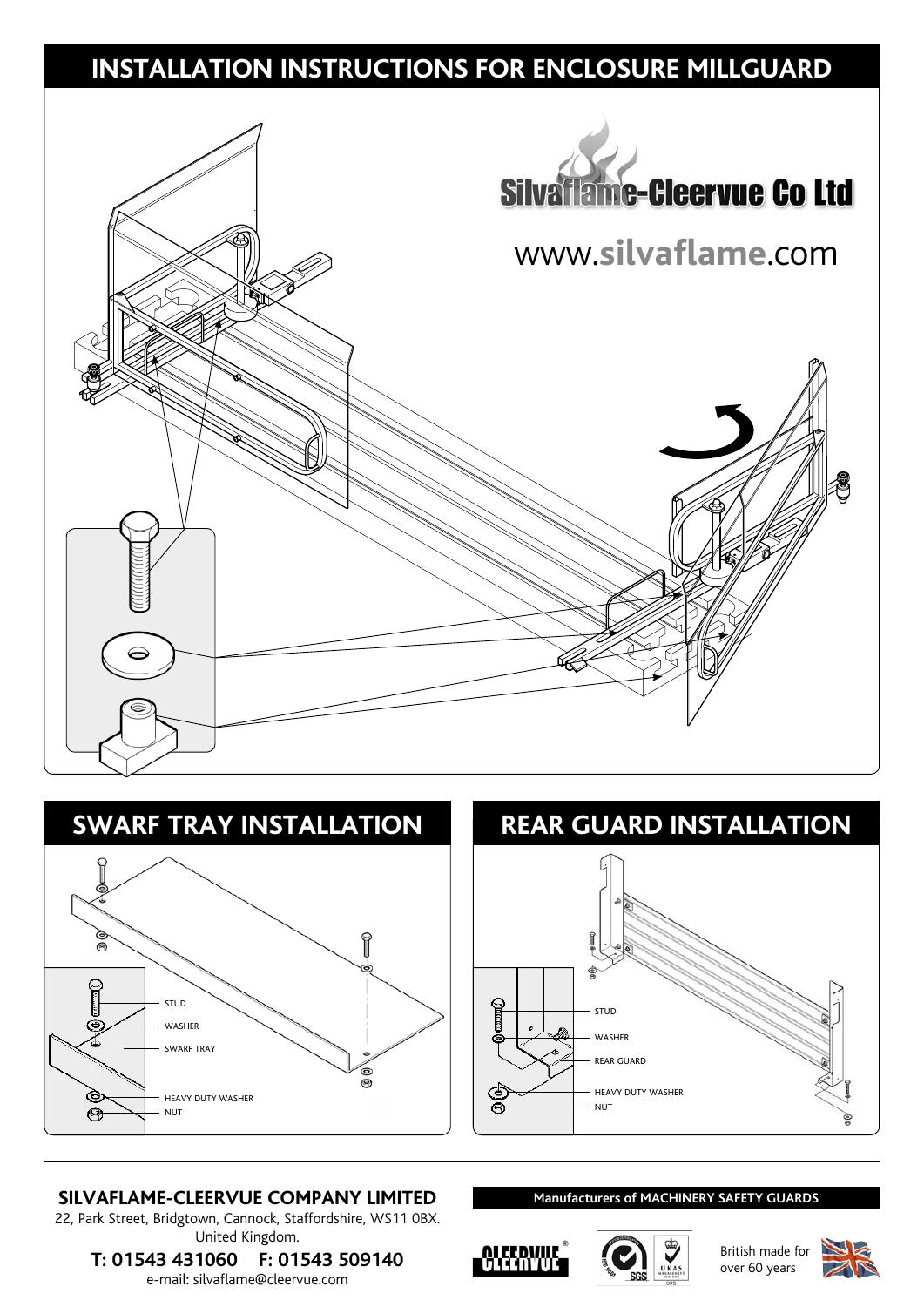# INSTALLATION INSTRUCTIONS FOR ENCLOSURE MILLGUARD

Silvaflame-Cleervue Co Ltd

www.silvaflame.com

## SWARF TRAY INSTALLATION

STUD

WASHER

SWARF TRAY

HEAVY DUTY WASHER

NUT

## REAR GUARD INSTALLATION

STUD

WASHER

REAR GUARD

HEAVY DUTY WASHER

NUT

**SILVAFLAME-CLEERVUE COMPANY LIMITED**

22, Park Street, Bridgtown, Cannock, Staffordshire, WS11 0BX.
United Kingdom.

**T: 01543 431060 F: 01543 509140**

e-mail: silvaflame@cleervue.com

**Manufacturers of MACHINERY SAFETY GUARDS**

CLEERVUE®

British made for over 60 years